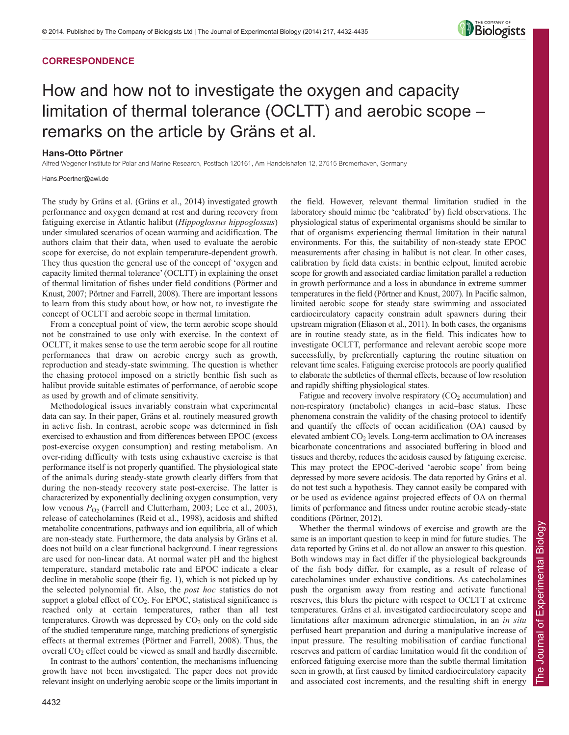**CORRESPONDENCE**

# How and how not to investigate the oxygen and capacity limitation of thermal tolerance (OCLTT) and aerobic scope – remarks on the article by Gräns et al.

**Hans-Otto Pörtner**

Alfred Wegener Institute for Polar and Marine Research, Postfach 120161, Am Handelshafen 12, 27515 Bremerhaven, Germany

Hans.Poertner@awi.de

The study by Gräns et al. (Gräns et al., 2014) investigated growth performance and oxygen demand at rest and during recovery from fatiguing exercise in Atlantic halibut (*Hippoglossus hippoglossus*) under simulated scenarios of ocean warming and acidification. The authors claim that their data, when used to evaluate the aerobic scope for exercise, do not explain temperature-dependent growth. They thus question the general use of the concept of 'oxygen and capacity limited thermal tolerance' (OCLTT) in explaining the onset of thermal limitation of fishes under field conditions (Pörtner and Knust, 2007; Pörtner and Farrell, 2008). There are important lessons to learn from this study about how, or how not, to investigate the concept of OCLTT and aerobic scope in thermal limitation.

From a conceptual point of view, the term aerobic scope should not be constrained to use only with exercise. In the context of OCLTT, it makes sense to use the term aerobic scope for all routine performances that draw on aerobic energy such as growth, reproduction and steady-state swimming. The question is whether the chasing protocol imposed on a strictly benthic fish such as halibut provide suitable estimates of performance, of aerobic scope as used by growth and of climate sensitivity.

Methodological issues invariably constrain what experimental data can say. In their paper, Gräns et al. routinely measured growth in active fish. In contrast, aerobic scope was determined in fish exercised to exhaustion and from differences between EPOC (excess post-exercise oxygen consumption) and resting metabolism. An over-riding difficulty with tests using exhaustive exercise is that performance itself is not properly quantified. The physiological state of the animals during steady-state growth clearly differs from that during the non-steady recovery state post-exercise. The latter is characterized by exponentially declining oxygen consumption, very low venous $P_{O_2}$ (Farrell and Clutterham, 2003; Lee et al., 2003), release of catecholamines (Reid et al., 1998), acidosis and shifted metabolite concentrations, pathways and ion equilibria, all of which are non-steady state. Furthermore, the data analysis by Gräns et al. does not build on a clear functional background. Linear regressions are used for non-linear data. At normal water pH and the highest temperature, standard metabolic rate and EPOC indicate a clear decline in metabolic scope (their fig. 1), which is not picked up by the selected polynomial fit. Also, the *post hoc* statistics do not support a global effect of $CO_2$. For EPOC, statistical significance is reached only at certain temperatures, rather than all test temperatures. Growth was depressed by $CO_2$ only on the cold side of the studied temperature range, matching predictions of synergistic effects at thermal extremes (Pörtner and Farrell, 2008). Thus, the overall $CO_2$ effect could be viewed as small and hardly discernible.

In contrast to the authors' contention, the mechanisms influencing growth have not been investigated. The paper does not provide relevant insight on underlying aerobic scope or the limits important in the field. However, relevant thermal limitation studied in the laboratory should mimic (be 'calibrated' by) field observations. The physiological status of experimental organisms should be similar to that of organisms experiencing thermal limitation in their natural environments. For this, the suitability of non-steady state EPOC measurements after chasing in halibut is not clear. In other cases, calibration by field data exists: in benthic eelpout, limited aerobic scope for growth and associated cardiac limitation parallel a reduction in growth performance and a loss in abundance in extreme summer temperatures in the field (Pörtner and Knust, 2007). In Pacific salmon, limited aerobic scope for steady state swimming and associated cardiocirculatory capacity constrain adult spawners during their upstream migration (Eliason et al., 2011). In both cases, the organisms are in routine steady state, as in the field. This indicates how to investigate OCLTT, performance and relevant aerobic scope more successfully, by preferentially capturing the routine situation on relevant time scales. Fatiguing exercise protocols are poorly qualified to elaborate the subtleties of thermal effects, because of low resolution and rapidly shifting physiological states.

Fatigue and recovery involve respiratory ($CO_2$ accumulation) and non-respiratory (metabolic) changes in acid–base status. These phenomena constrain the validity of the chasing protocol to identify and quantify the effects of ocean acidification (OA) caused by elevated ambient $CO_2$ levels. Long-term acclimation to OA increases bicarbonate concentrations and associated buffering in blood and tissues and thereby, reduces the acidosis caused by fatiguing exercise. This may protect the EPOC-derived 'aerobic scope' from being depressed by more severe acidosis. The data reported by Gräns et al. do not test such a hypothesis. They cannot easily be compared with or be used as evidence against projected effects of OA on thermal limits of performance and fitness under routine aerobic steady-state conditions (Pörtner, 2012).

Whether the thermal windows of exercise and growth are the same is an important question to keep in mind for future studies. The data reported by Gräns et al. do not allow an answer to this question. Both windows may in fact differ if the physiological backgrounds of the fish body differ, for example, as a result of release of catecholamines under exhaustive conditions. As catecholamines push the organism away from resting and activate functional reserves, this blurs the picture with respect to OCLTT at extreme temperatures. Gräns et al. investigated cardiocirculatory scope and limitations after maximum adrenergic stimulation, in an *in situ* perfused heart preparation and during a manipulative increase of input pressure. The resulting mobilisation of cardiac functional reserves and pattern of cardiac limitation would fit the condition of enforced fatiguing exercise more than the subtle thermal limitation seen in growth, at first caused by limited cardiocirculatory capacity and associated cost increments, and the resulting shift in energy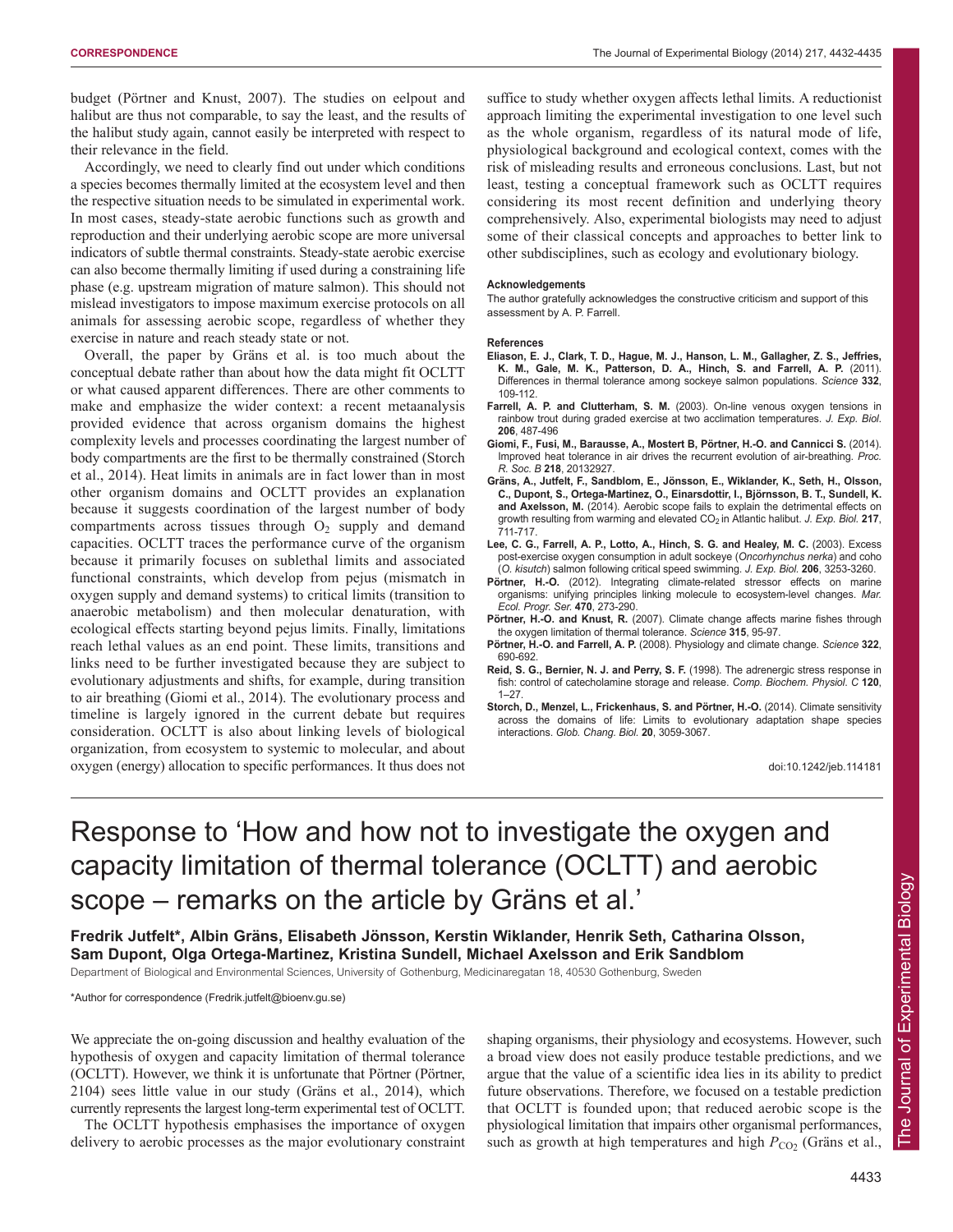budget (Pörtner and Knust, 2007). The studies on eelpout and halibut are thus not comparable, to say the least, and the results of the halibut study again, cannot easily be interpreted with respect to their relevance in the field.

Accordingly, we need to clearly find out under which conditions a species becomes thermally limited at the ecosystem level and then the respective situation needs to be simulated in experimental work. In most cases, steady-state aerobic functions such as growth and reproduction and their underlying aerobic scope are more universal indicators of subtle thermal constraints. Steady-state aerobic exercise can also become thermally limiting if used during a constraining life phase (e.g. upstream migration of mature salmon). This should not mislead investigators to impose maximum exercise protocols on all animals for assessing aerobic scope, regardless of whether they exercise in nature and reach steady state or not.

Overall, the paper by Gräns et al. is too much about the conceptual debate rather than about how the data might fit OCLTT or what caused apparent differences. There are other comments to make and emphasize the wider context: a recent metaanalysis provided evidence that across organism domains the highest complexity levels and processes coordinating the largest number of body compartments are the first to be thermally constrained (Storch et al., 2014). Heat limits in animals are in fact lower than in most other organism domains and OCLTT provides an explanation because it suggests coordination of the largest number of body compartments across tissues through $O_2$ supply and demand capacities. OCLTT traces the performance curve of the organism because it primarily focuses on sublethal limits and associated functional constraints, which develop from pejus (mismatch in oxygen supply and demand systems) to critical limits (transition to anaerobic metabolism) and then molecular denaturation, with ecological effects starting beyond pejus limits. Finally, limitations reach lethal values as an end point. These limits, transitions and links need to be further investigated because they are subject to evolutionary adjustments and shifts, for example, during transition to air breathing (Giomi et al., 2014). The evolutionary process and timeline is largely ignored in the current debate but requires consideration. OCLTT is also about linking levels of biological organization, from ecosystem to systemic to molecular, and about oxygen (energy) allocation to specific performances. It thus does not suffice to study whether oxygen affects lethal limits. A reductionist approach limiting the experimental investigation to one level such as the whole organism, regardless of its natural mode of life, physiological background and ecological context, comes with the risk of misleading results and erroneous conclusions. Last, but not least, testing a conceptual framework such as OCLTT requires considering its most recent definition and underlying theory comprehensively. Also, experimental biologists may need to adjust some of their classical concepts and approaches to better link to other subdisciplines, such as ecology and evolutionary biology.

#### Acknowledgements

The author gratefully acknowledges the constructive criticism and support of this assessment by A. P. Farrell.

#### References

**Eliason, E. J., Clark, T. D., Hague, M. J., Hanson, L. M., Gallagher, Z. S., Jeffries, K. M., Gale, M. K., Patterson, D. A., Hinch, S. G. and Farrell, A. P.** (2011). Differences in thermal tolerance among sockeye salmon populations. *Science* **332**, 109-112.

**Farrell, A. P. and Clutterham, S. M.** (2003). On-line venous oxygen tensions in rainbow trout during graded exercise at two acclimation temperatures. *J. Exp. Biol.* **206**, 487-496

**Giomi, F., Fusi, M., Barausse, A., Mostert B, Pörtner, H.-O. and Cannicci S.** (2014). Improved heat tolerance in air drives the recurrent evolution of air-breathing. *Proc. R. Soc. B* **218**, 20132927.

**Gräns, A., Jutfelt, F., Sandblom, E., Jönsson, E., Wiklander, K., Seth, H., Olsson, C., Dupont, S., Ortega-Martinez, O., Einarsdottir, I., Björnsson, B. T., Sundell, K. and Axelsson, M.** (2014). Aerobic scope fails to explain the detrimental effects on growth resulting from warming and elevated $CO_2$ in Atlantic halibut. *J. Exp. Biol.* **217**, 711-717.

**Lee, C. G., Farrell, A. P., Lotto, A., Hinch, S. G. and Healey, M. C.** (2003). Excess post-exercise oxygen consumption in adult sockeye (*Oncorhynchus nerka*) and coho (*O. kisutch*) salmon following critical speed swimming. *J. Exp. Biol.* **206**, 3253-3260.

**Pörtner, H.-O.** (2012). Integrating climate-related stressor effects on marine organisms: unifying principles linking molecule to ecosystem-level changes. *Mar. Ecol. Progr. Ser.* **470**, 273-290.

**Pörtner, H.-O. and Knust, R.** (2007). Climate change affects marine fishes through the oxygen limitation of thermal tolerance. *Science* **315**, 95-97.

**Pörtner, H.-O. and Farrell, A. P.** (2008). Physiology and climate change. *Science* **322**, 690-692.

**Reid, S. G., Bernier, N. J. and Perry, S. F.** (1998). The adrenergic stress response in fish: control of catecholamine storage and release. *Comp. Biochem. Physiol. C* **120**, 1–27.

**Storch, D., Menzel, L., Frickenhaus, S. and Pörtner, H.-O.** (2014). Climate sensitivity across the domains of life: Limits to evolutionary adaptation shape species interactions. *Glob. Chang. Biol.* **20**, 3059-3067.

doi:10.1242/jeb.114181

# Response to 'How and how not to investigate the oxygen and capacity limitation of thermal tolerance (OCLTT) and aerobic scope – remarks on the article by Gräns et al.'

**Fredrik Jutfelt\*, Albin Gräns, Elisabeth Jönsson, Kerstin Wiklander, Henrik Seth, Catharina Olsson, Sam Dupont, Olga Ortega-Martinez, Kristina Sundell, Michael Axelsson and Erik Sandblom**

Department of Biological and Environmental Sciences, University of Gothenburg, Medicinaregatan 18, 40530 Gothenburg, Sweden

\*Author for correspondence (Fredrik.jutfelt@bioenv.gu.se)

We appreciate the on-going discussion and healthy evaluation of the hypothesis of oxygen and capacity limitation of thermal tolerance (OCLTT). However, we think it is unfortunate that Pörtner (Pörtner, 2104) sees little value in our study (Gräns et al., 2014), which currently represents the largest long-term experimental test of OCLTT.

The OCLTT hypothesis emphasises the importance of oxygen delivery to aerobic processes as the major evolutionary constraint shaping organisms, their physiology and ecosystems. However, such a broad view does not easily produce testable predictions, and we argue that the value of a scientific idea lies in its ability to predict future observations. Therefore, we focused on a testable prediction that OCLTT is founded upon; that reduced aerobic scope is the physiological limitation that impairs other organismal performances, such as growth at high temperatures and high $P_{CO_2}$ (Gräns et al.,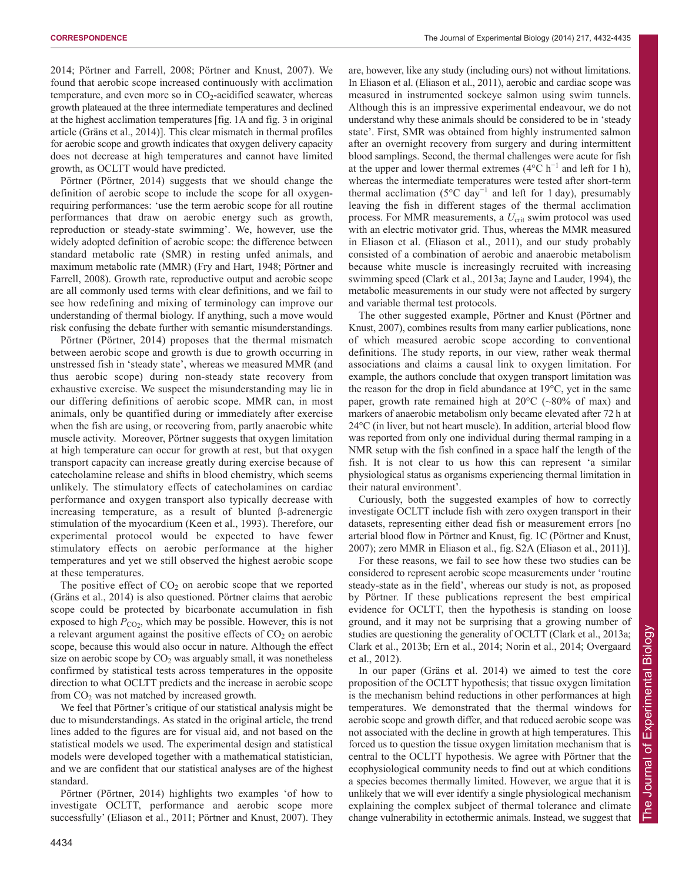2014; Pörtner and Farrell, 2008; Pörtner and Knust, 2007). We found that aerobic scope increased continuously with acclimation temperature, and even more so in $CO_2$-acidified seawater, whereas growth plateaued at the three intermediate temperatures and declined at the highest acclimation temperatures [fig. 1A and fig. 3 in original article (Gräns et al., 2014)]. This clear mismatch in thermal profiles for aerobic scope and growth indicates that oxygen delivery capacity does not decrease at high temperatures and cannot have limited growth, as OCLTT would have predicted.

Pörtner (Pörtner, 2014) suggests that we should change the definition of aerobic scope to include the scope for all oxygen-requiring performances: 'use the term aerobic scope for all routine performances that draw on aerobic energy such as growth, reproduction or steady-state swimming'. We, however, use the widely adopted definition of aerobic scope: the difference between standard metabolic rate (SMR) in resting unfed animals, and maximum metabolic rate (MMR) (Fry and Hart, 1948; Pörtner and Farrell, 2008). Growth rate, reproductive output and aerobic scope are all commonly used terms with clear definitions, and we fail to see how redefining and mixing of terminology can improve our understanding of thermal biology. If anything, such a move would risk confusing the debate further with semantic misunderstandings.

Pörtner (Pörtner, 2014) proposes that the thermal mismatch between aerobic scope and growth is due to growth occurring in unstressed fish in 'steady state', whereas we measured MMR (and thus aerobic scope) during non-steady state recovery from exhaustive exercise. We suspect the misunderstanding may lie in our differing definitions of aerobic scope. MMR can, in most animals, only be quantified during or immediately after exercise when the fish are using, or recovering from, partly anaerobic white muscle activity. Moreover, Pörtner suggests that oxygen limitation at high temperature can occur for growth at rest, but that oxygen transport capacity can increase greatly during exercise because of catecholamine release and shifts in blood chemistry, which seems unlikely. The stimulatory effects of catecholamines on cardiac performance and oxygen transport also typically decrease with increasing temperature, as a result of blunted β-adrenergic stimulation of the myocardium (Keen et al., 1993). Therefore, our experimental protocol would be expected to have fewer stimulatory effects on aerobic performance at the higher temperatures and yet we still observed the highest aerobic scope at these temperatures.

The positive effect of $CO_2$ on aerobic scope that we reported (Gräns et al., 2014) is also questioned. Pörtner claims that aerobic scope could be protected by bicarbonate accumulation in fish exposed to high $P_{CO_2}$, which may be possible. However, this is not a relevant argument against the positive effects of $CO_2$ on aerobic scope, because this would also occur in nature. Although the effect size on aerobic scope by $CO_2$ was arguably small, it was nonetheless confirmed by statistical tests across temperatures in the opposite direction to what OCLTT predicts and the increase in aerobic scope from $CO_2$ was not matched by increased growth.

We feel that Pörtner's critique of our statistical analysis might be due to misunderstandings. As stated in the original article, the trend lines added to the figures are for visual aid, and not based on the statistical models we used. The experimental design and statistical models were developed together with a mathematical statistician, and we are confident that our statistical analyses are of the highest standard.

Pörtner (Pörtner, 2014) highlights two examples 'of how to investigate OCLTT, performance and aerobic scope more successfully' (Eliason et al., 2011; Pörtner and Knust, 2007). They are, however, like any study (including ours) not without limitations. In Eliason et al. (Eliason et al., 2011), aerobic and cardiac scope was measured in instrumented sockeye salmon using swim tunnels. Although this is an impressive experimental endeavour, we do not understand why these animals should be considered to be in 'steady state'. First, SMR was obtained from highly instrumented salmon after an overnight recovery from surgery and during intermittent blood samplings. Second, the thermal challenges were acute for fish at the upper and lower thermal extremes ($4°C\ h^{-1}$ and left for 1 h), whereas the intermediate temperatures were tested after short-term thermal acclimation ($5°C\ day^{-1}$ and left for 1 day), presumably leaving the fish in different stages of the thermal acclimation process. For MMR measurements, a $U_{crit}$ swim protocol was used with an electric motivator grid. Thus, whereas the MMR measured in Eliason et al. (Eliason et al., 2011), and our study probably consisted of a combination of aerobic and anaerobic metabolism because white muscle is increasingly recruited with increasing swimming speed (Clark et al., 2013a; Jayne and Lauder, 1994), the metabolic measurements in our study were not affected by surgery and variable thermal test protocols.

The other suggested example, Pörtner and Knust (Pörtner and Knust, 2007), combines results from many earlier publications, none of which measured aerobic scope according to conventional definitions. The study reports, in our view, rather weak thermal associations and claims a causal link to oxygen limitation. For example, the authors conclude that oxygen transport limitation was the reason for the drop in field abundance at 19°C, yet in the same paper, growth rate remained high at 20°C (~80% of max) and markers of anaerobic metabolism only became elevated after 72 h at 24°C (in liver, but not heart muscle). In addition, arterial blood flow was reported from only one individual during thermal ramping in a NMR setup with the fish confined in a space half the length of the fish. It is not clear to us how this can represent 'a similar physiological status as organisms experiencing thermal limitation in their natural environment'.

Curiously, both the suggested examples of how to correctly investigate OCLTT include fish with zero oxygen transport in their datasets, representing either dead fish or measurement errors [no arterial blood flow in Pörtner and Knust, fig. 1C (Pörtner and Knust, 2007); zero MMR in Eliason et al., fig. S2A (Eliason et al., 2011)].

For these reasons, we fail to see how these two studies can be considered to represent aerobic scope measurements under 'routine steady-state as in the field', whereas our study is not, as proposed by Pörtner. If these publications represent the best empirical evidence for OCLTT, then the hypothesis is standing on loose ground, and it may not be surprising that a growing number of studies are questioning the generality of OCLTT (Clark et al., 2013a; Clark et al., 2013b; Ern et al., 2014; Norin et al., 2014; Overgaard et al., 2012).

In our paper (Gräns et al. 2014) we aimed to test the core proposition of the OCLTT hypothesis; that tissue oxygen limitation is the mechanism behind reductions in other performances at high temperatures. We demonstrated that the thermal windows for aerobic scope and growth differ, and that reduced aerobic scope was not associated with the decline in growth at high temperatures. This forced us to question the tissue oxygen limitation mechanism that is central to the OCLTT hypothesis. We agree with Pörtner that the ecophysiological community needs to find out at which conditions a species becomes thermally limited. However, we argue that it is unlikely that we will ever identify a single physiological mechanism explaining the complex subject of thermal tolerance and climate change vulnerability in ectothermic animals. Instead, we suggest that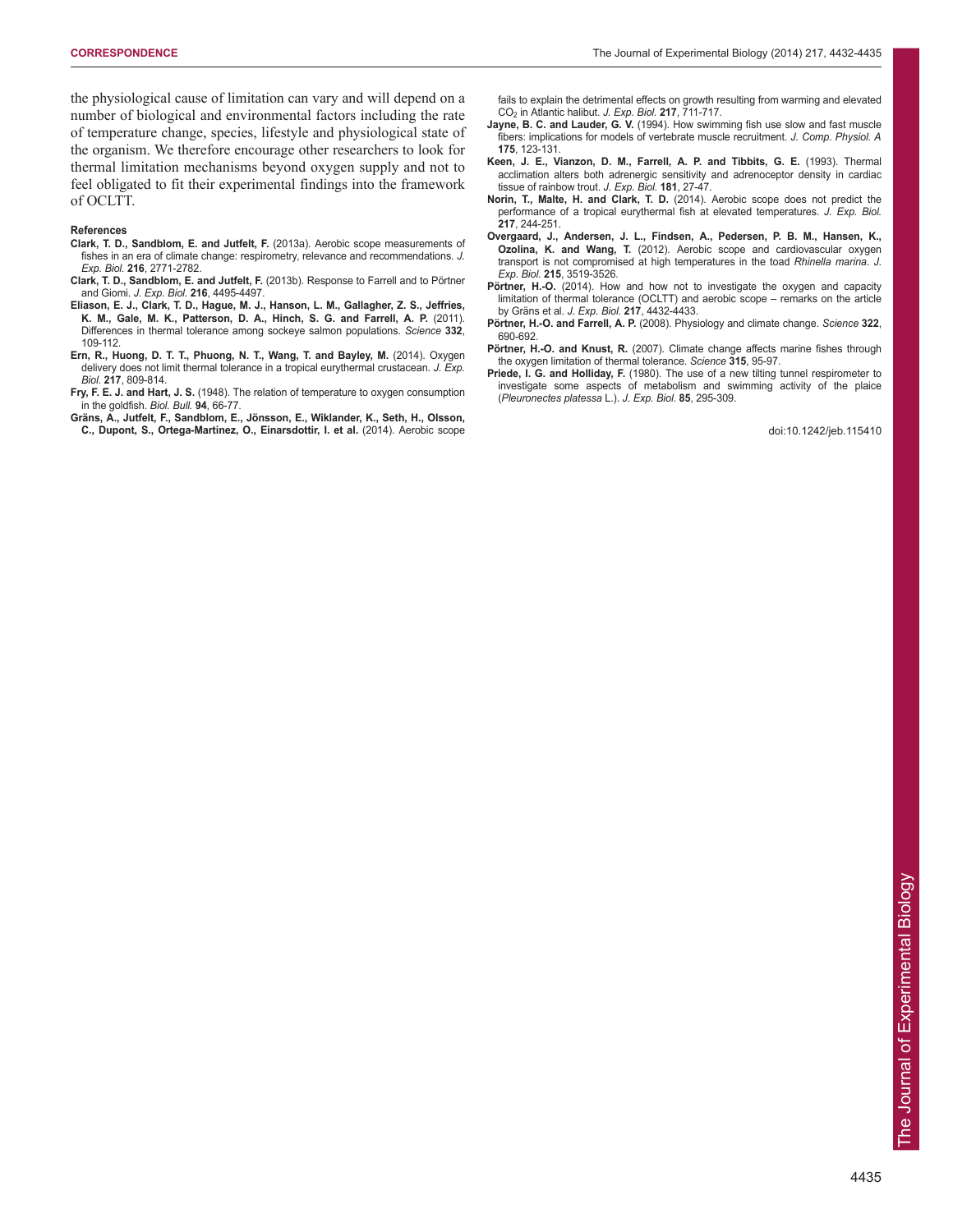the physiological cause of limitation can vary and will depend on a number of biological and environmental factors including the rate of temperature change, species, lifestyle and physiological state of the organism. We therefore encourage other researchers to look for thermal limitation mechanisms beyond oxygen supply and not to feel obligated to fit their experimental findings into the framework of OCLTT.

#### References

**Clark, T. D., Sandblom, E. and Jutfelt, F.** (2013a). Aerobic scope measurements of fishes in an era of climate change: respirometry, relevance and recommendations. *J. Exp. Biol.* **216**, 2771-2782.

**Clark, T. D., Sandblom, E. and Jutfelt, F.** (2013b). Response to Farrell and to Pörtner and Giomi. *J. Exp. Biol.* **216**, 4495-4497.

**Eliason, E. J., Clark, T. D., Hague, M. J., Hanson, L. M., Gallagher, Z. S., Jeffries, K. M., Gale, M. K., Patterson, D. A., Hinch, S. G. and Farrell, A. P.** (2011). Differences in thermal tolerance among sockeye salmon populations. *Science* **332**, 109-112.

**Ern, R., Huong, D. T. T., Phuong, N. T., Wang, T. and Bayley, M.** (2014). Oxygen delivery does not limit thermal tolerance in a tropical eurythermal crustacean. *J. Exp. Biol.* **217**, 809-814.

**Fry, F. E. J. and Hart, J. S.** (1948). The relation of temperature to oxygen consumption in the goldfish. *Biol. Bull.* **94**, 66-77.

**Gräns, A., Jutfelt, F., Sandblom, E., Jönsson, E., Wiklander, K., Seth, H., Olsson, C., Dupont, S., Ortega-Martinez, O., Einarsdottir, I. et al.** (2014). Aerobic scope fails to explain the detrimental effects on growth resulting from warming and elevated $CO_2$ in Atlantic halibut. *J. Exp. Biol.* **217**, 711-717.

**Jayne, B. C. and Lauder, G. V.** (1994). How swimming fish use slow and fast muscle fibers: implications for models of vertebrate muscle recruitment. *J. Comp. Physiol. A* **175**, 123-131.

**Keen, J. E., Vianzon, D. M., Farrell, A. P. and Tibbits, G. E.** (1993). Thermal acclimation alters both adrenergic sensitivity and adrenoceptor density in cardiac tissue of rainbow trout. *J. Exp. Biol.* **181**, 27-47.

**Norin, T., Malte, H. and Clark, T. D.** (2014). Aerobic scope does not predict the performance of a tropical eurythermal fish at elevated temperatures. *J. Exp. Biol.* **217**, 244-251.

**Overgaard, J., Andersen, J. L., Findsen, A., Pedersen, P. B. M., Hansen, K., Ozolina, K. and Wang, T.** (2012). Aerobic scope and cardiovascular oxygen transport is not compromised at high temperatures in the toad *Rhinella marina*. *J. Exp. Biol.* **215**, 3519-3526.

**Pörtner, H.-O.** (2014). How and how not to investigate the oxygen and capacity limitation of thermal tolerance (OCLTT) and aerobic scope – remarks on the article by Gräns et al. *J. Exp. Biol.* **217**, 4432-4433.

**Pörtner, H.-O. and Farrell, A. P.** (2008). Physiology and climate change. *Science* **322**, 690-692.

**Pörtner, H.-O. and Knust, R.** (2007). Climate change affects marine fishes through the oxygen limitation of thermal tolerance. *Science* **315**, 95-97.

**Priede, I. G. and Holliday, F.** (1980). The use of a new tilting tunnel respirometer to investigate some aspects of metabolism and swimming activity of the plaice (*Pleuronectes platessa* L.). *J. Exp. Biol.* **85**, 295-309.

doi:10.1242/jeb.115410